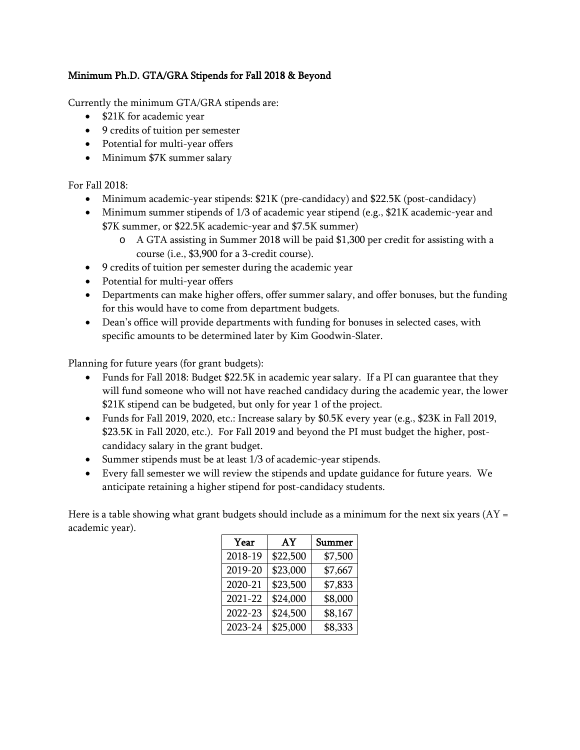# Minimum Ph.D. GTA/GRA Stipends for Fall 2018 & Beyond

Currently the minimum GTA/GRA stipends are:

- $21K for academic year
- 9 credits of tuition per semester
- Potential for multi-year offers
- Minimum $7K summer salary

For Fall 2018:

- Minimum academic-year stipends: $21K (pre-candidacy) and $22.5K (post-candidacy)
- Minimum summer stipends of 1/3 of academic year stipend (e.g., $21K academic-year and $7K summer, or $22.5K academic-year and $7.5K summer)
  - A GTA assisting in Summer 2018 will be paid $1,300 per credit for assisting with a course (i.e., $3,900 for a 3-credit course).
- 9 credits of tuition per semester during the academic year
- Potential for multi-year offers
- Departments can make higher offers, offer summer salary, and offer bonuses, but the funding for this would have to come from department budgets.
- Dean's office will provide departments with funding for bonuses in selected cases, with specific amounts to be determined later by Kim Goodwin-Slater.

Planning for future years (for grant budgets):

- Funds for Fall 2018: Budget $22.5K in academic year salary. If a PI can guarantee that they will fund someone who will not have reached candidacy during the academic year, the lower $21K stipend can be budgeted, but only for year 1 of the project.
- Funds for Fall 2019, 2020, etc.: Increase salary by $0.5K every year (e.g., $23K in Fall 2019, $23.5K in Fall 2020, etc.). For Fall 2019 and beyond the PI must budget the higher, post-candidacy salary in the grant budget.
- Summer stipends must be at least 1/3 of academic-year stipends.
- Every fall semester we will review the stipends and update guidance for future years. We anticipate retaining a higher stipend for post-candidacy students.

Here is a table showing what grant budgets should include as a minimum for the next six years (AY = academic year).

| Year | AY | Summer |
|---|---|---|
| 2018-19 | $22,500 | $7,500 |
| 2019-20 | $23,000 | $7,667 |
| 2020-21 | $23,500 | $7,833 |
| 2021-22 | $24,000 | $8,000 |
| 2022-23 | $24,500 | $8,167 |
| 2023-24 | $25,000 | $8,333 |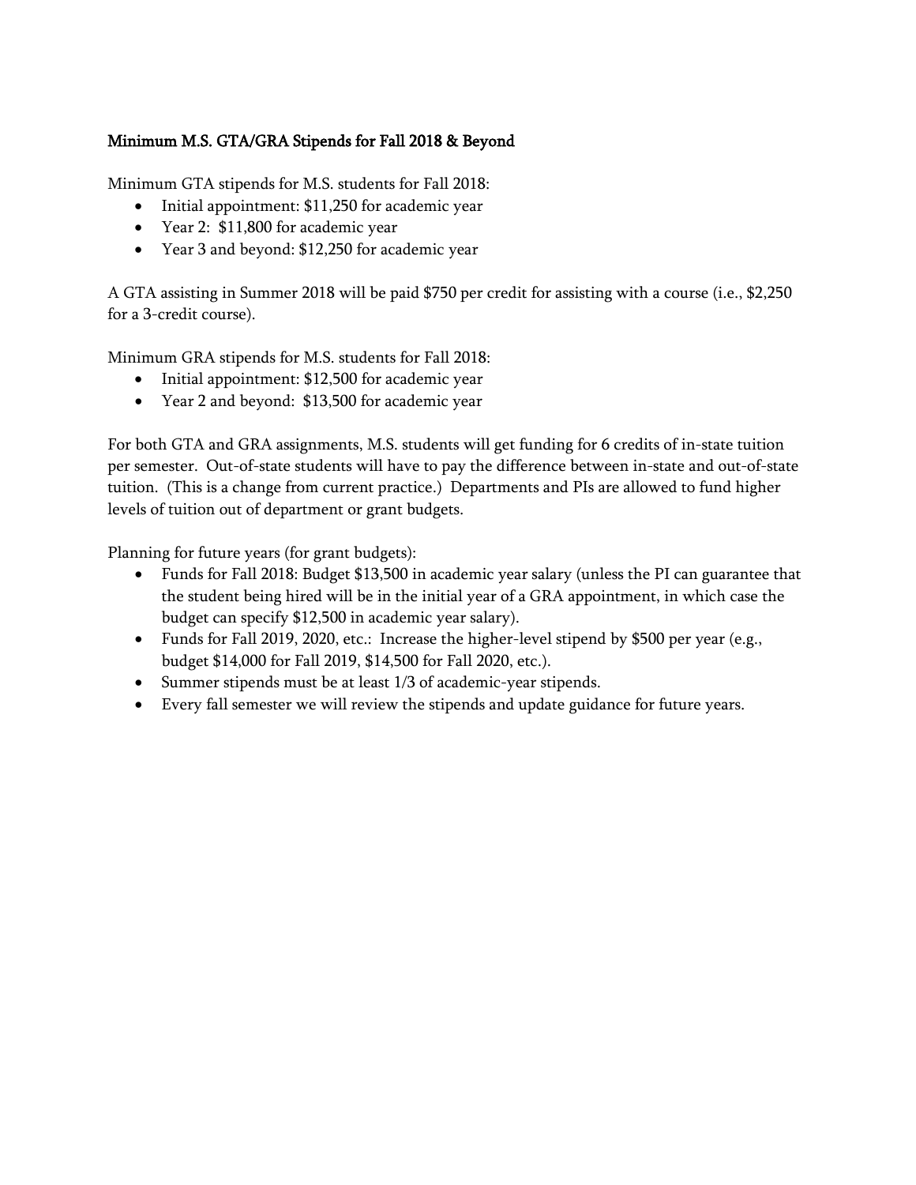## Minimum M.S. GTA/GRA Stipends for Fall 2018 & Beyond

Minimum GTA stipends for M.S. students for Fall 2018:

- Initial appointment: $11,250 for academic year
- Year 2: $11,800 for academic year
- Year 3 and beyond: $12,250 for academic year

A GTA assisting in Summer 2018 will be paid $750 per credit for assisting with a course (i.e., $2,250 for a 3-credit course).

Minimum GRA stipends for M.S. students for Fall 2018:

- Initial appointment: $12,500 for academic year
- Year 2 and beyond: $13,500 for academic year

For both GTA and GRA assignments, M.S. students will get funding for 6 credits of in-state tuition per semester. Out-of-state students will have to pay the difference between in-state and out-of-state tuition. (This is a change from current practice.) Departments and PIs are allowed to fund higher levels of tuition out of department or grant budgets.

Planning for future years (for grant budgets):

- Funds for Fall 2018: Budget $13,500 in academic year salary (unless the PI can guarantee that the student being hired will be in the initial year of a GRA appointment, in which case the budget can specify $12,500 in academic year salary).
- Funds for Fall 2019, 2020, etc.: Increase the higher-level stipend by $500 per year (e.g., budget $14,000 for Fall 2019, $14,500 for Fall 2020, etc.).
- Summer stipends must be at least 1/3 of academic-year stipends.
- Every fall semester we will review the stipends and update guidance for future years.